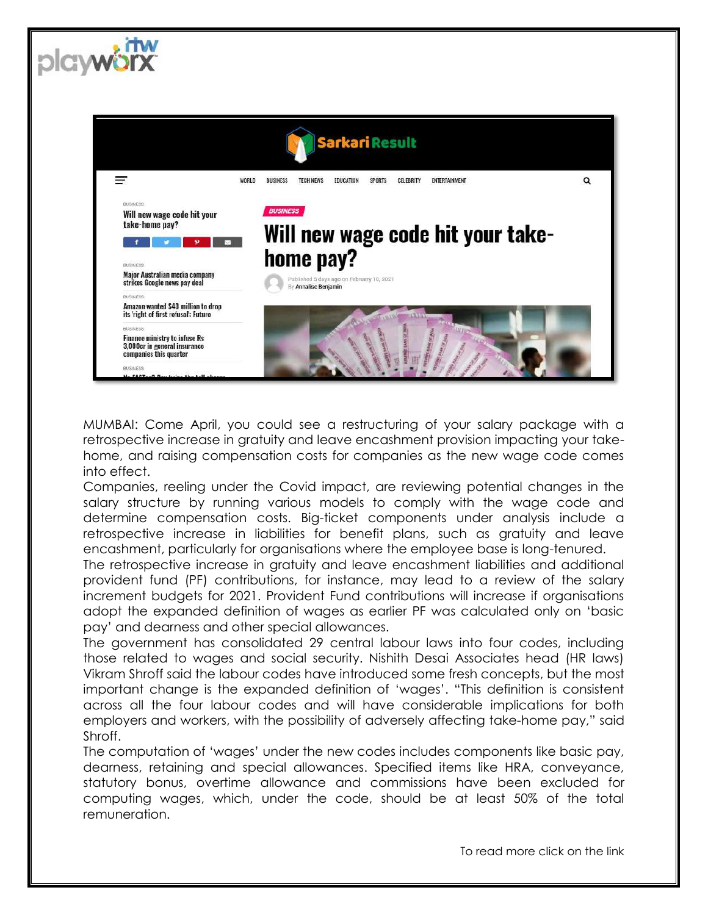MUMBAI: Come April, you could see a restructuring of your salary package with a retrospective increase in gratuity and leave encashment provision impacting your take-home, and raising compensation costs for companies as the new wage code comes into effect.

Companies, reeling under the Covid impact, are reviewing potential changes in the salary structure by running various models to comply with the wage code and determine compensation costs. Big-ticket components under analysis include a retrospective increase in liabilities for benefit plans, such as gratuity and leave encashment, particularly for organisations where the employee base is long-tenured.

The retrospective increase in gratuity and leave encashment liabilities and additional provident fund (PF) contributions, for instance, may lead to a review of the salary increment budgets for 2021. Provident Fund contributions will increase if organisations adopt the expanded definition of wages as earlier PF was calculated only on 'basic pay' and dearness and other special allowances.

The government has consolidated 29 central labour laws into four codes, including those related to wages and social security. Nishith Desai Associates head (HR laws) Vikram Shroff said the labour codes have introduced some fresh concepts, but the most important change is the expanded definition of 'wages'. "This definition is consistent across all the four labour codes and will have considerable implications for both employers and workers, with the possibility of adversely affecting take-home pay," said Shroff.

The computation of 'wages' under the new codes includes components like basic pay, dearness, retaining and special allowances. Specified items like HRA, conveyance, statutory bonus, overtime allowance and commissions have been excluded for computing wages, which, under the code, should be at least 50% of the total remuneration.

To read more click on the link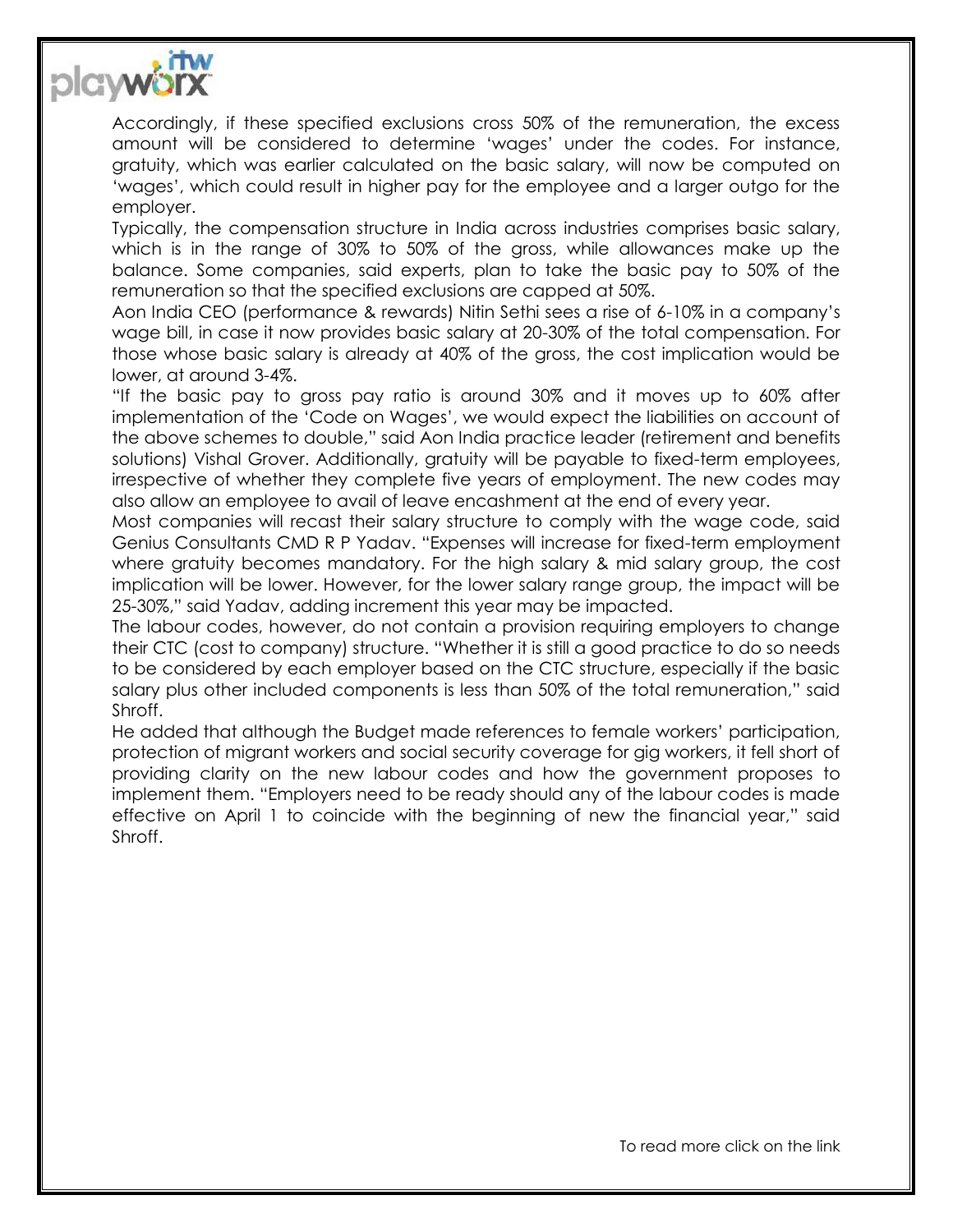Accordingly, if these specified exclusions cross 50% of the remuneration, the excess amount will be considered to determine 'wages' under the codes. For instance, gratuity, which was earlier calculated on the basic salary, will now be computed on 'wages', which could result in higher pay for the employee and a larger outgo for the employer.

Typically, the compensation structure in India across industries comprises basic salary, which is in the range of 30% to 50% of the gross, while allowances make up the balance. Some companies, said experts, plan to take the basic pay to 50% of the remuneration so that the specified exclusions are capped at 50%.

Aon India CEO (performance & rewards) Nitin Sethi sees a rise of 6-10% in a company's wage bill, in case it now provides basic salary at 20-30% of the total compensation. For those whose basic salary is already at 40% of the gross, the cost implication would be lower, at around 3-4%.

"If the basic pay to gross pay ratio is around 30% and it moves up to 60% after implementation of the 'Code on Wages', we would expect the liabilities on account of the above schemes to double," said Aon India practice leader (retirement and benefits solutions) Vishal Grover. Additionally, gratuity will be payable to fixed-term employees, irrespective of whether they complete five years of employment. The new codes may also allow an employee to avail of leave encashment at the end of every year.

Most companies will recast their salary structure to comply with the wage code, said Genius Consultants CMD R P Yadav. "Expenses will increase for fixed-term employment where gratuity becomes mandatory. For the high salary & mid salary group, the cost implication will be lower. However, for the lower salary range group, the impact will be 25-30%," said Yadav, adding increment this year may be impacted.

The labour codes, however, do not contain a provision requiring employers to change their CTC (cost to company) structure. "Whether it is still a good practice to do so needs to be considered by each employer based on the CTC structure, especially if the basic salary plus other included components is less than 50% of the total remuneration," said Shroff.

He added that although the Budget made references to female workers' participation, protection of migrant workers and social security coverage for gig workers, it fell short of providing clarity on the new labour codes and how the government proposes to implement them. "Employers need to be ready should any of the labour codes is made effective on April 1 to coincide with the beginning of new the financial year," said Shroff.

To read more click on the link